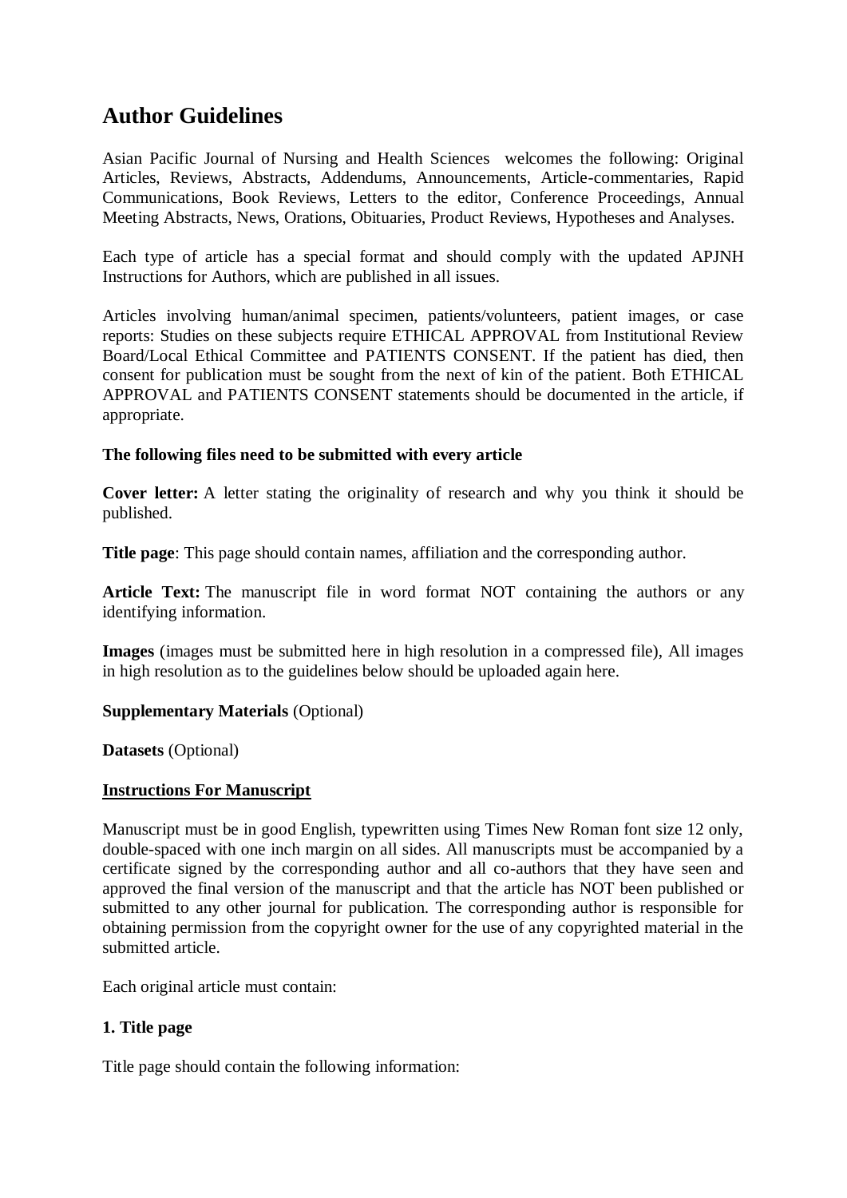# Author Guidelines

Asian Pacific Journal of Nursing and Health Sciences welcomes the following: Original Articles, Reviews, Abstracts, Addendums, Announcements, Article-commentaries, Rapid Communications, Book Reviews, Letters to the editor, Conference Proceedings, Annual Meeting Abstracts, News, Orations, Obituaries, Product Reviews, Hypotheses and Analyses.

Each type of article has a special format and should comply with the updated APJNH Instructions for Authors, which are published in all issues.

Articles involving human/animal specimen, patients/volunteers, patient images, or case reports: Studies on these subjects require ETHICAL APPROVAL from Institutional Review Board/Local Ethical Committee and PATIENTS CONSENT. If the patient has died, then consent for publication must be sought from the next of kin of the patient. Both ETHICAL APPROVAL and PATIENTS CONSENT statements should be documented in the article, if appropriate.

**The following files need to be submitted with every article**

**Cover letter:** A letter stating the originality of research and why you think it should be published.

**Title page**: This page should contain names, affiliation and the corresponding author.

**Article Text:** The manuscript file in word format NOT containing the authors or any identifying information.

**Images** (images must be submitted here in high resolution in a compressed file), All images in high resolution as to the guidelines below should be uploaded again here.

**Supplementary Materials** (Optional)

**Datasets** (Optional)

**Instructions For Manuscript**

Manuscript must be in good English, typewritten using Times New Roman font size 12 only, double-spaced with one inch margin on all sides. All manuscripts must be accompanied by a certificate signed by the corresponding author and all co-authors that they have seen and approved the final version of the manuscript and that the article has NOT been published or submitted to any other journal for publication. The corresponding author is responsible for obtaining permission from the copyright owner for the use of any copyrighted material in the submitted article.

Each original article must contain:

**1. Title page**

Title page should contain the following information: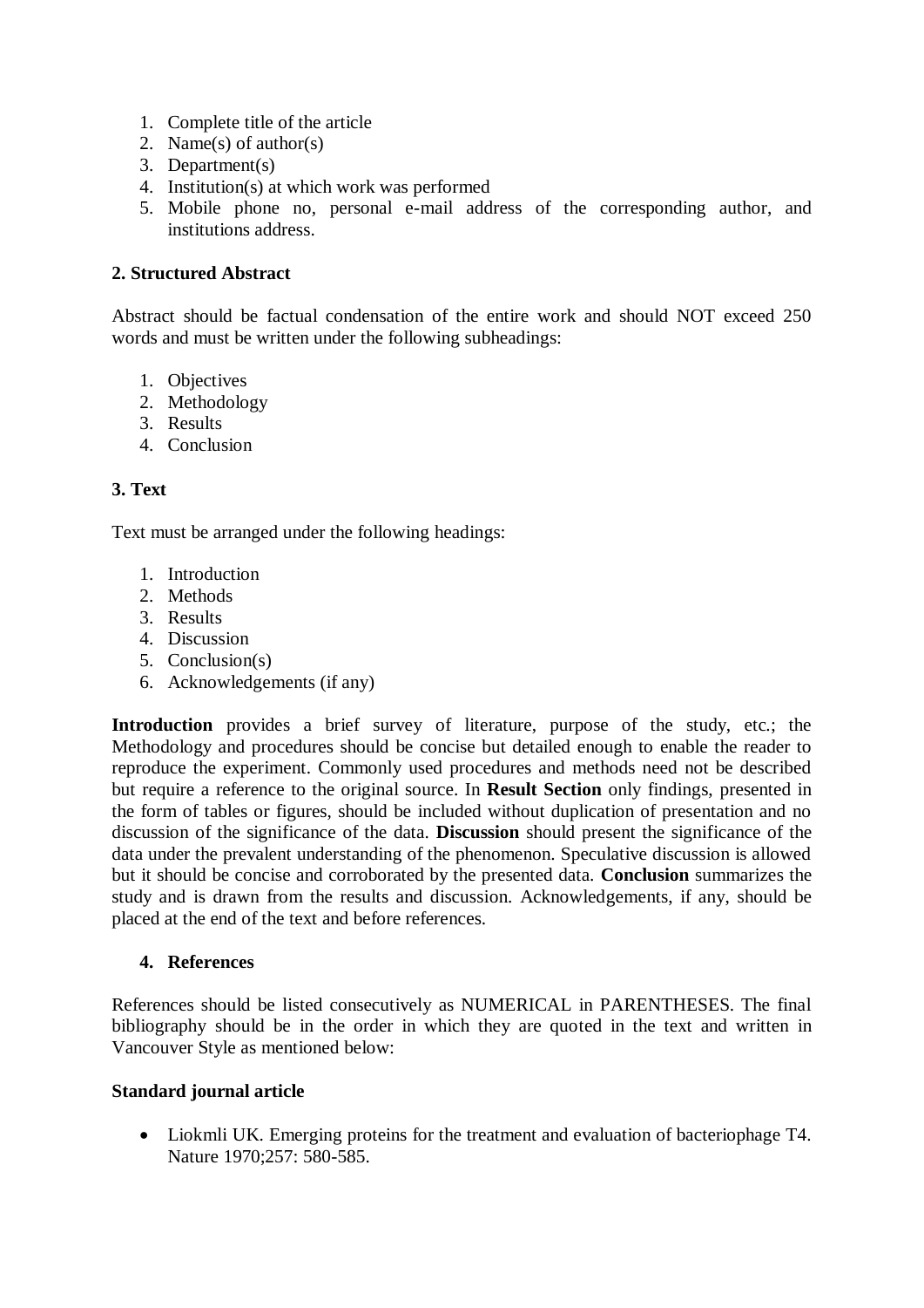1. Complete title of the article
2. Name(s) of author(s)
3. Department(s)
4. Institution(s) at which work was performed
5. Mobile phone no, personal e-mail address of the corresponding author, and institutions address.

**2. Structured Abstract**

Abstract should be factual condensation of the entire work and should NOT exceed 250 words and must be written under the following subheadings:

1. Objectives
2. Methodology
3. Results
4. Conclusion

**3. Text**

Text must be arranged under the following headings:

1. Introduction
2. Methods
3. Results
4. Discussion
5. Conclusion(s)
6. Acknowledgements (if any)

**Introduction** provides a brief survey of literature, purpose of the study, etc.; the Methodology and procedures should be concise but detailed enough to enable the reader to reproduce the experiment. Commonly used procedures and methods need not be described but require a reference to the original source. In **Result Section** only findings, presented in the form of tables or figures, should be included without duplication of presentation and no discussion of the significance of the data. **Discussion** should present the significance of the data under the prevalent understanding of the phenomenon. Speculative discussion is allowed but it should be concise and corroborated by the presented data. **Conclusion** summarizes the study and is drawn from the results and discussion. Acknowledgements, if any, should be placed at the end of the text and before references.

**4. References**

References should be listed consecutively as NUMERICAL in PARENTHESES. The final bibliography should be in the order in which they are quoted in the text and written in Vancouver Style as mentioned below:

**Standard journal article**

- Liokmli UK. Emerging proteins for the treatment and evaluation of bacteriophage T4. Nature 1970;257: 580-585.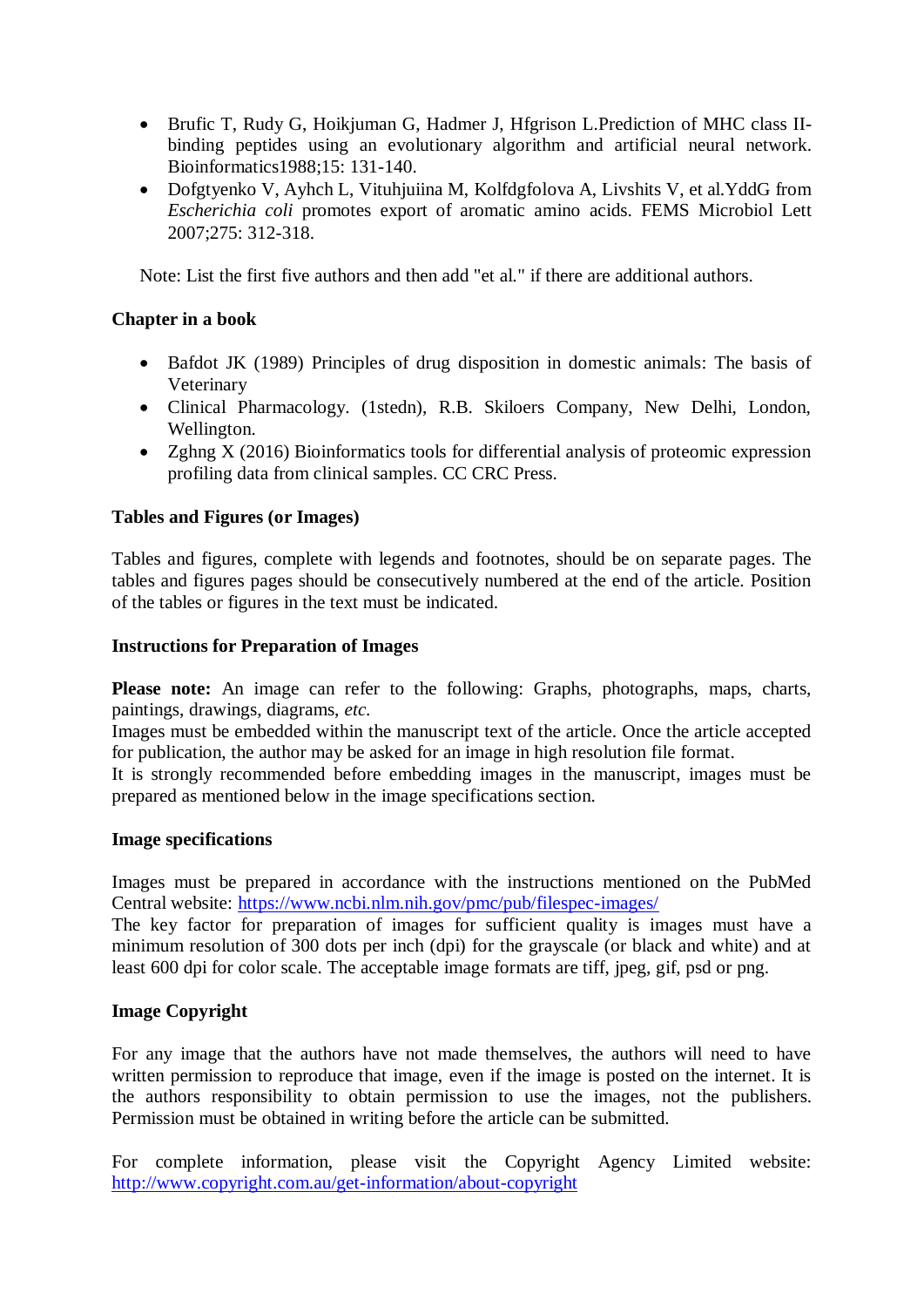- Brufic T, Rudy G, Hoikjuman G, Hadmer J, Hfgrison L.Prediction of MHC class II-binding peptides using an evolutionary algorithm and artificial neural network. Bioinformatics1988;15: 131-140.
- Dofgtyenko V, Ayhch L, Vituhjuiina M, Kolfdgfolova A, Livshits V, et al.YddG from *Escherichia coli* promotes export of aromatic amino acids. FEMS Microbiol Lett 2007;275: 312-318.

Note: List the first five authors and then add "et al." if there are additional authors.

**Chapter in a book**

- Bafdot JK (1989) Principles of drug disposition in domestic animals: The basis of Veterinary
- Clinical Pharmacology. (1stedn), R.B. Skiloers Company, New Delhi, London, Wellington.
- Zghng X (2016) Bioinformatics tools for differential analysis of proteomic expression profiling data from clinical samples. CC CRC Press.

**Tables and Figures (or Images)**

Tables and figures, complete with legends and footnotes, should be on separate pages. The tables and figures pages should be consecutively numbered at the end of the article. Position of the tables or figures in the text must be indicated.

**Instructions for Preparation of Images**

**Please note:** An image can refer to the following: Graphs, photographs, maps, charts, paintings, drawings, diagrams, *etc.*
Images must be embedded within the manuscript text of the article. Once the article accepted for publication, the author may be asked for an image in high resolution file format.
It is strongly recommended before embedding images in the manuscript, images must be prepared as mentioned below in the image specifications section.

**Image specifications**

Images must be prepared in accordance with the instructions mentioned on the PubMed Central website: https://www.ncbi.nlm.nih.gov/pmc/pub/filespec-images/
The key factor for preparation of images for sufficient quality is images must have a minimum resolution of 300 dots per inch (dpi) for the grayscale (or black and white) and at least 600 dpi for color scale. The acceptable image formats are tiff, jpeg, gif, psd or png.

**Image Copyright**

For any image that the authors have not made themselves, the authors will need to have written permission to reproduce that image, even if the image is posted on the internet. It is the authors responsibility to obtain permission to use the images, not the publishers. Permission must be obtained in writing before the article can be submitted.

For complete information, please visit the Copyright Agency Limited website: http://www.copyright.com.au/get-information/about-copyright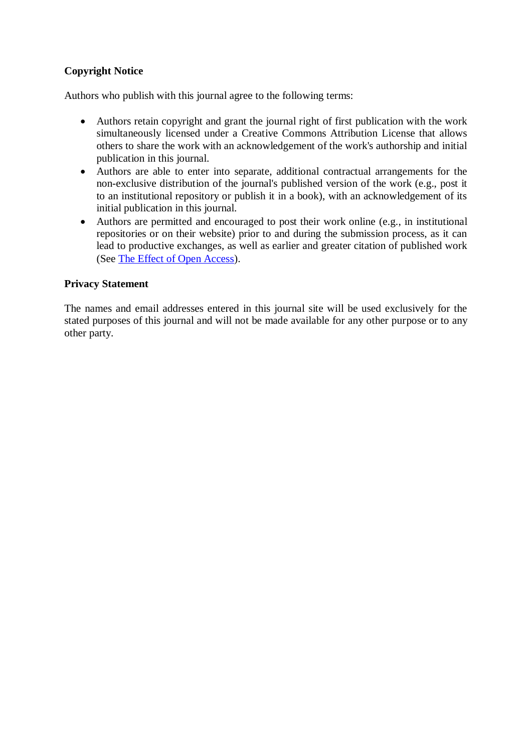**Copyright Notice**

Authors who publish with this journal agree to the following terms:

- Authors retain copyright and grant the journal right of first publication with the work simultaneously licensed under a Creative Commons Attribution License that allows others to share the work with an acknowledgement of the work's authorship and initial publication in this journal.
- Authors are able to enter into separate, additional contractual arrangements for the non-exclusive distribution of the journal's published version of the work (e.g., post it to an institutional repository or publish it in a book), with an acknowledgement of its initial publication in this journal.
- Authors are permitted and encouraged to post their work online (e.g., in institutional repositories or on their website) prior to and during the submission process, as it can lead to productive exchanges, as well as earlier and greater citation of published work (See The Effect of Open Access).

**Privacy Statement**

The names and email addresses entered in this journal site will be used exclusively for the stated purposes of this journal and will not be made available for any other purpose or to any other party.